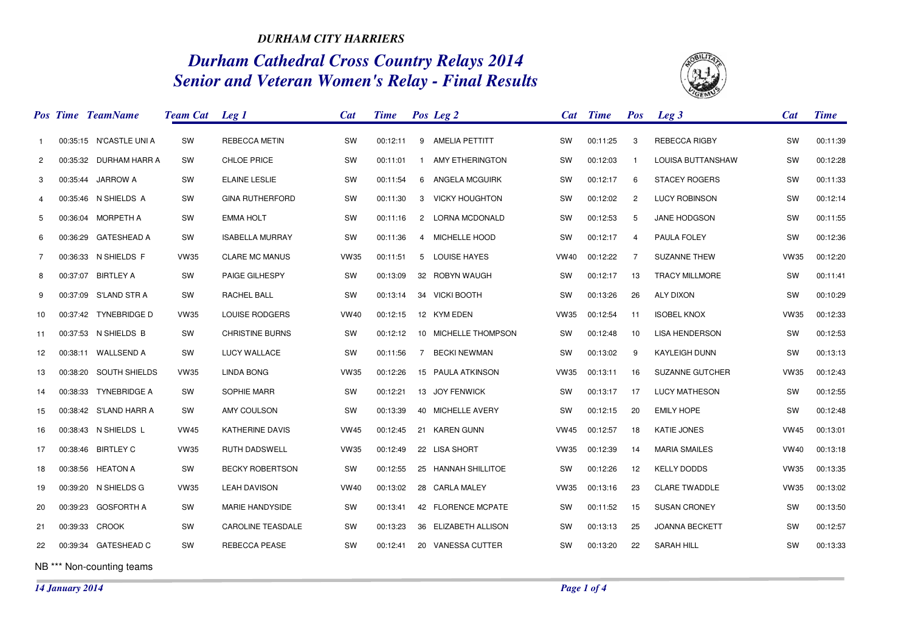*DURHAM CITY HARRIERS*

# *Durham Cathedral Cross Country Relays 2014*
## *Senior and Veteran Women's Relay - Final Results*

| Pos | Time | TeamName | Team Cat | Leg 1 | Cat | Time | Pos | Leg 2 | Cat | Time | Pos | Leg 3 | Cat | Time |
|---|---|---|---|---|---|---|---|---|---|---|---|---|---|---|
| 1 | 00:35:15 | N'CASTLE UNI A | SW | REBECCA METIN | SW | 00:12:11 | 9 | AMELIA PETTITT | SW | 00:11:25 | 3 | REBECCA RIGBY | SW | 00:11:39 |
| 2 | 00:35:32 | DURHAM HARR A | SW | CHLOE PRICE | SW | 00:11:01 | 1 | AMY ETHERINGTON | SW | 00:12:03 | 1 | LOUISA BUTTANSHAW | SW | 00:12:28 |
| 3 | 00:35:44 | JARROW A | SW | ELAINE LESLIE | SW | 00:11:54 | 6 | ANGELA MCGUIRK | SW | 00:12:17 | 6 | STACEY ROGERS | SW | 00:11:33 |
| 4 | 00:35:46 | N SHIELDS A | SW | GINA RUTHERFORD | SW | 00:11:30 | 3 | VICKY HOUGHTON | SW | 00:12:02 | 2 | LUCY ROBINSON | SW | 00:12:14 |
| 5 | 00:36:04 | MORPETH A | SW | EMMA HOLT | SW | 00:11:16 | 2 | LORNA MCDONALD | SW | 00:12:53 | 5 | JANE HODGSON | SW | 00:11:55 |
| 6 | 00:36:29 | GATESHEAD A | SW | ISABELLA MURRAY | SW | 00:11:36 | 4 | MICHELLE HOOD | SW | 00:12:17 | 4 | PAULA FOLEY | SW | 00:12:36 |
| 7 | 00:36:33 | N SHIELDS F | VW35 | CLARE MC MANUS | VW35 | 00:11:51 | 5 | LOUISE HAYES | VW40 | 00:12:22 | 7 | SUZANNE THEW | VW35 | 00:12:20 |
| 8 | 00:37:07 | BIRTLEY A | SW | PAIGE GILHESPY | SW | 00:13:09 | 32 | ROBYN WAUGH | SW | 00:12:17 | 13 | TRACY MILLMORE | SW | 00:11:41 |
| 9 | 00:37:09 | S'LAND STR A | SW | RACHEL BALL | SW | 00:13:14 | 34 | VICKI BOOTH | SW | 00:13:26 | 26 | ALY DIXON | SW | 00:10:29 |
| 10 | 00:37:42 | TYNEBRIDGE D | VW35 | LOUISE RODGERS | VW40 | 00:12:15 | 12 | KYM EDEN | VW35 | 00:12:54 | 11 | ISOBEL KNOX | VW35 | 00:12:33 |
| 11 | 00:37:53 | N SHIELDS B | SW | CHRISTINE BURNS | SW | 00:12:12 | 10 | MICHELLE THOMPSON | SW | 00:12:48 | 10 | LISA HENDERSON | SW | 00:12:53 |
| 12 | 00:38:11 | WALLSEND A | SW | LUCY WALLACE | SW | 00:11:56 | 7 | BECKI NEWMAN | SW | 00:13:02 | 9 | KAYLEIGH DUNN | SW | 00:13:13 |
| 13 | 00:38:20 | SOUTH SHIELDS | VW35 | LINDA BONG | VW35 | 00:12:26 | 15 | PAULA ATKINSON | VW35 | 00:13:11 | 16 | SUZANNE GUTCHER | VW35 | 00:12:43 |
| 14 | 00:38:33 | TYNEBRIDGE A | SW | SOPHIE MARR | SW | 00:12:21 | 13 | JOY FENWICK | SW | 00:13:17 | 17 | LUCY MATHESON | SW | 00:12:55 |
| 15 | 00:38:42 | S'LAND HARR A | SW | AMY COULSON | SW | 00:13:39 | 40 | MICHELLE AVERY | SW | 00:12:15 | 20 | EMILY HOPE | SW | 00:12:48 |
| 16 | 00:38:43 | N SHIELDS L | VW45 | KATHERINE DAVIS | VW45 | 00:12:45 | 21 | KAREN GUNN | VW45 | 00:12:57 | 18 | KATIE JONES | VW45 | 00:13:01 |
| 17 | 00:38:46 | BIRTLEY C | VW35 | RUTH DADSWELL | VW35 | 00:12:49 | 22 | LISA SHORT | VW35 | 00:12:39 | 14 | MARIA SMAILES | VW40 | 00:13:18 |
| 18 | 00:38:56 | HEATON A | SW | BECKY ROBERTSON | SW | 00:12:55 | 25 | HANNAH SHILLITOE | SW | 00:12:26 | 12 | KELLY DODDS | VW35 | 00:13:35 |
| 19 | 00:39:20 | N SHIELDS G | VW35 | LEAH DAVISON | VW40 | 00:13:02 | 28 | CARLA MALEY | VW35 | 00:13:16 | 23 | CLARE TWADDLE | VW35 | 00:13:02 |
| 20 | 00:39:23 | GOSFORTH A | SW | MARIE HANDYSIDE | SW | 00:13:41 | 42 | FLORENCE MCPATE | SW | 00:11:52 | 15 | SUSAN CRONEY | SW | 00:13:50 |
| 21 | 00:39:33 | CROOK | SW | CAROLINE TEASDALE | SW | 00:13:23 | 36 | ELIZABETH ALLISON | SW | 00:13:13 | 25 | JOANNA BECKETT | SW | 00:12:57 |
| 22 | 00:39:34 | GATESHEAD C | SW | REBECCA PEASE | SW | 00:12:41 | 20 | VANESSA CUTTER | SW | 00:13:20 | 22 | SARAH HILL | SW | 00:13:33 |

NB *** Non-counting teams

*14 January 2014*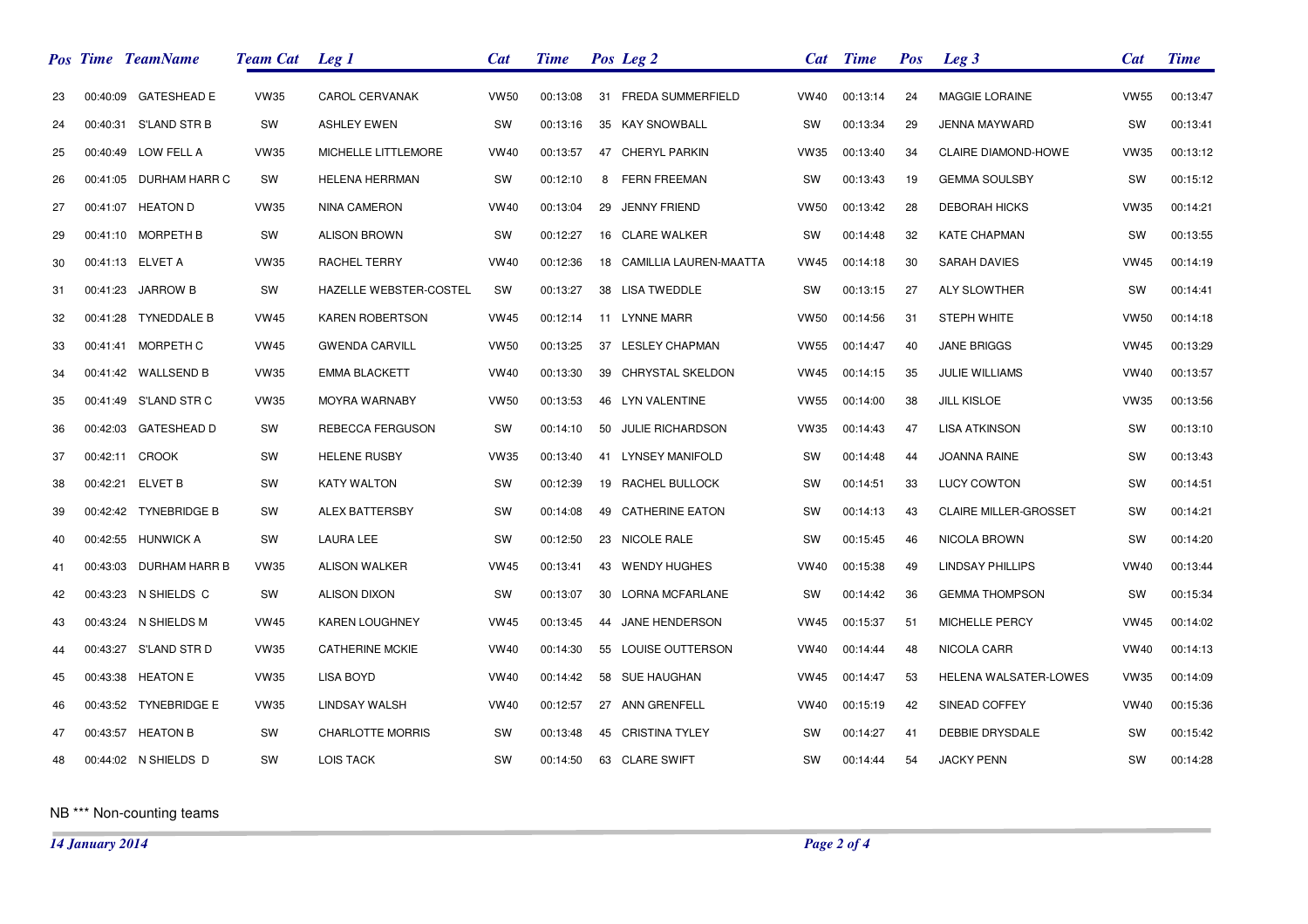| Pos | Time | TeamName | Team Cat | Leg 1 | Cat | Time | Pos | Leg 2 | Cat | Time | Pos | Leg 3 | Cat | Time |
|---|---|---|---|---|---|---|---|---|---|---|---|---|---|---|
| 23 | 00:40:09 | GATESHEAD E | VW35 | CAROL CERVANAK | VW50 | 00:13:08 | 31 | FREDA SUMMERFIELD | VW40 | 00:13:14 | 24 | MAGGIE LORAINE | VW55 | 00:13:47 |
| 24 | 00:40:31 | S'LAND STR B | SW | ASHLEY EWEN | SW | 00:13:16 | 35 | KAY SNOWBALL | SW | 00:13:34 | 29 | JENNA MAYWARD | SW | 00:13:41 |
| 25 | 00:40:49 | LOW FELL A | VW35 | MICHELLE LITTLEMORE | VW40 | 00:13:57 | 47 | CHERYL PARKIN | VW35 | 00:13:40 | 34 | CLAIRE DIAMOND-HOWE | VW35 | 00:13:12 |
| 26 | 00:41:05 | DURHAM HARR C | SW | HELENA HERRMAN | SW | 00:12:10 | 8 | FERN FREEMAN | SW | 00:13:43 | 19 | GEMMA SOULSBY | SW | 00:15:12 |
| 27 | 00:41:07 | HEATON D | VW35 | NINA CAMERON | VW40 | 00:13:04 | 29 | JENNY FRIEND | VW50 | 00:13:42 | 28 | DEBORAH HICKS | VW35 | 00:14:21 |
| 29 | 00:41:10 | MORPETH B | SW | ALISON BROWN | SW | 00:12:27 | 16 | CLARE WALKER | SW | 00:14:48 | 32 | KATE CHAPMAN | SW | 00:13:55 |
| 30 | 00:41:13 | ELVET A | VW35 | RACHEL TERRY | VW40 | 00:12:36 | 18 | CAMILLIA LAUREN-MAATTA | VW45 | 00:14:18 | 30 | SARAH DAVIES | VW45 | 00:14:19 |
| 31 | 00:41:23 | JARROW B | SW | HAZELLE WEBSTER-COSTEL | SW | 00:13:27 | 38 | LISA TWEDDLE | SW | 00:13:15 | 27 | ALY SLOWTHER | SW | 00:14:41 |
| 32 | 00:41:28 | TYNEDDALE B | VW45 | KAREN ROBERTSON | VW45 | 00:12:14 | 11 | LYNNE MARR | VW50 | 00:14:56 | 31 | STEPH WHITE | VW50 | 00:14:18 |
| 33 | 00:41:41 | MORPETH C | VW45 | GWENDA CARVILL | VW50 | 00:13:25 | 37 | LESLEY CHAPMAN | VW55 | 00:14:47 | 40 | JANE BRIGGS | VW45 | 00:13:29 |
| 34 | 00:41:42 | WALLSEND B | VW35 | EMMA BLACKETT | VW40 | 00:13:30 | 39 | CHRYSTAL SKELDON | VW45 | 00:14:15 | 35 | JULIE WILLIAMS | VW40 | 00:13:57 |
| 35 | 00:41:49 | S'LAND STR C | VW35 | MOYRA WARNABY | VW50 | 00:13:53 | 46 | LYN VALENTINE | VW55 | 00:14:00 | 38 | JILL KISLOE | VW35 | 00:13:56 |
| 36 | 00:42:03 | GATESHEAD D | SW | REBECCA FERGUSON | SW | 00:14:10 | 50 | JULIE RICHARDSON | VW35 | 00:14:43 | 47 | LISA ATKINSON | SW | 00:13:10 |
| 37 | 00:42:11 | CROOK | SW | HELENE RUSBY | VW35 | 00:13:40 | 41 | LYNSEY MANIFOLD | SW | 00:14:48 | 44 | JOANNA RAINE | SW | 00:13:43 |
| 38 | 00:42:21 | ELVET B | SW | KATY WALTON | SW | 00:12:39 | 19 | RACHEL BULLOCK | SW | 00:14:51 | 33 | LUCY COWTON | SW | 00:14:51 |
| 39 | 00:42:42 | TYNEBRIDGE B | SW | ALEX BATTERSBY | SW | 00:14:08 | 49 | CATHERINE EATON | SW | 00:14:13 | 43 | CLAIRE MILLER-GROSSET | SW | 00:14:21 |
| 40 | 00:42:55 | HUNWICK A | SW | LAURA LEE | SW | 00:12:50 | 23 | NICOLE RALE | SW | 00:15:45 | 46 | NICOLA BROWN | SW | 00:14:20 |
| 41 | 00:43:03 | DURHAM HARR B | VW35 | ALISON WALKER | VW45 | 00:13:41 | 43 | WENDY HUGHES | VW40 | 00:15:38 | 49 | LINDSAY PHILLIPS | VW40 | 00:13:44 |
| 42 | 00:43:23 | N SHIELDS C | SW | ALISON DIXON | SW | 00:13:07 | 30 | LORNA MCFARLANE | SW | 00:14:42 | 36 | GEMMA THOMPSON | SW | 00:15:34 |
| 43 | 00:43:24 | N SHIELDS M | VW45 | KAREN LOUGHNEY | VW45 | 00:13:45 | 44 | JANE HENDERSON | VW45 | 00:15:37 | 51 | MICHELLE PERCY | VW45 | 00:14:02 |
| 44 | 00:43:27 | S'LAND STR D | VW35 | CATHERINE MCKIE | VW40 | 00:14:30 | 55 | LOUISE OUTTERSON | VW40 | 00:14:44 | 48 | NICOLA CARR | VW40 | 00:14:13 |
| 45 | 00:43:38 | HEATON E | VW35 | LISA BOYD | VW40 | 00:14:42 | 58 | SUE HAUGHAN | VW45 | 00:14:47 | 53 | HELENA WALSATER-LOWES | VW35 | 00:14:09 |
| 46 | 00:43:52 | TYNEBRIDGE E | VW35 | LINDSAY WALSH | VW40 | 00:12:57 | 27 | ANN GRENFELL | VW40 | 00:15:19 | 42 | SINEAD COFFEY | VW40 | 00:15:36 |
| 47 | 00:43:57 | HEATON B | SW | CHARLOTTE MORRIS | SW | 00:13:48 | 45 | CRISTINA TYLEY | SW | 00:14:27 | 41 | DEBBIE DRYSDALE | SW | 00:15:42 |
| 48 | 00:44:02 | N SHIELDS D | SW | LOIS TACK | SW | 00:14:50 | 63 | CLARE SWIFT | SW | 00:14:44 | 54 | JACKY PENN | SW | 00:14:28 |

NB *** Non-counting teams

*14 January 2014*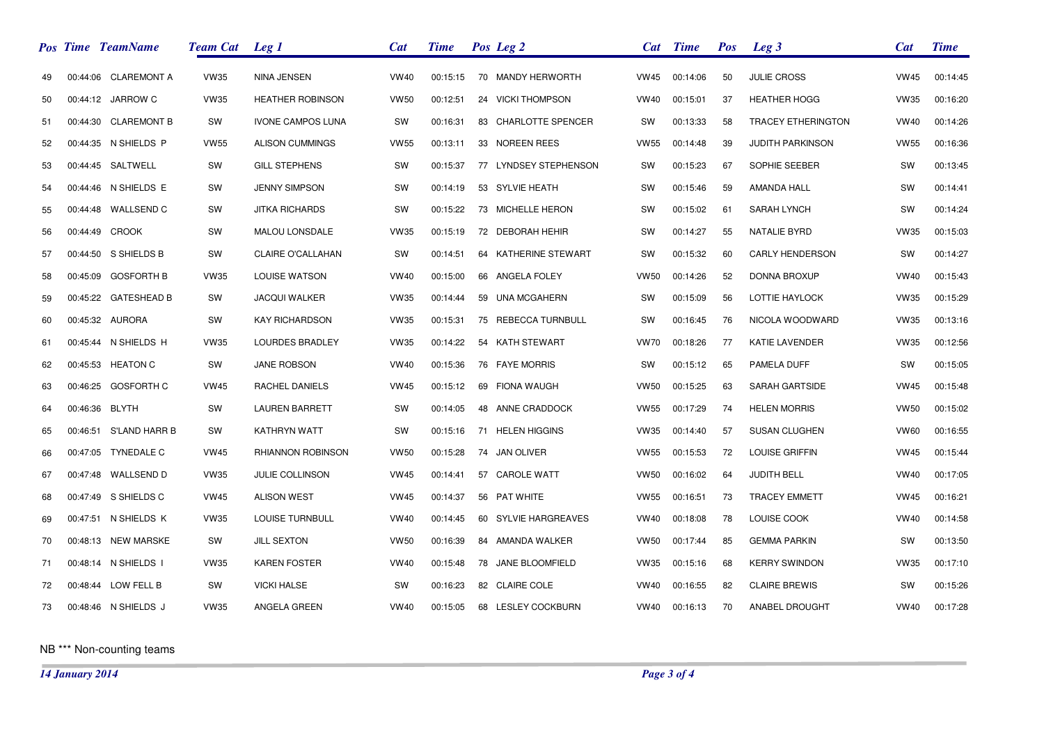| Pos | Time | TeamName | Team Cat | Leg 1 | Cat | Time | Pos | Leg 2 | Cat | Time | Pos | Leg 3 | Cat | Time |
|---|---|---|---|---|---|---|---|---|---|---|---|---|---|---|
| 49 | 00:44:06 | CLAREMONT A | VW35 | NINA JENSEN | VW40 | 00:15:15 | 70 | MANDY HERWORTH | VW45 | 00:14:06 | 50 | JULIE CROSS | VW45 | 00:14:45 |
| 50 | 00:44:12 | JARROW C | VW35 | HEATHER ROBINSON | VW50 | 00:12:51 | 24 | VICKI THOMPSON | VW40 | 00:15:01 | 37 | HEATHER HOGG | VW35 | 00:16:20 |
| 51 | 00:44:30 | CLAREMONT B | SW | IVONE CAMPOS LUNA | SW | 00:16:31 | 83 | CHARLOTTE SPENCER | SW | 00:13:33 | 58 | TRACEY ETHERINGTON | VW40 | 00:14:26 |
| 52 | 00:44:35 | N SHIELDS P | VW55 | ALISON CUMMINGS | VW55 | 00:13:11 | 33 | NOREEN REES | VW55 | 00:14:48 | 39 | JUDITH PARKINSON | VW55 | 00:16:36 |
| 53 | 00:44:45 | SALTWELL | SW | GILL STEPHENS | SW | 00:15:37 | 77 | LYNDSEY STEPHENSON | SW | 00:15:23 | 67 | SOPHIE SEEBER | SW | 00:13:45 |
| 54 | 00:44:46 | N SHIELDS E | SW | JENNY SIMPSON | SW | 00:14:19 | 53 | SYLVIE HEATH | SW | 00:15:46 | 59 | AMANDA HALL | SW | 00:14:41 |
| 55 | 00:44:48 | WALLSEND C | SW | JITKA RICHARDS | SW | 00:15:22 | 73 | MICHELLE HERON | SW | 00:15:02 | 61 | SARAH LYNCH | SW | 00:14:24 |
| 56 | 00:44:49 | CROOK | SW | MALOU LONSDALE | VW35 | 00:15:19 | 72 | DEBORAH HEHIR | SW | 00:14:27 | 55 | NATALIE BYRD | VW35 | 00:15:03 |
| 57 | 00:44:50 | S SHIELDS B | SW | CLAIRE O'CALLAHAN | SW | 00:14:51 | 64 | KATHERINE STEWART | SW | 00:15:32 | 60 | CARLY HENDERSON | SW | 00:14:27 |
| 58 | 00:45:09 | GOSFORTH B | VW35 | LOUISE WATSON | VW40 | 00:15:00 | 66 | ANGELA FOLEY | VW50 | 00:14:26 | 52 | DONNA BROXUP | VW40 | 00:15:43 |
| 59 | 00:45:22 | GATESHEAD B | SW | JACQUI WALKER | VW35 | 00:14:44 | 59 | UNA MCGAHERN | SW | 00:15:09 | 56 | LOTTIE HAYLOCK | VW35 | 00:15:29 |
| 60 | 00:45:32 | AURORA | SW | KAY RICHARDSON | VW35 | 00:15:31 | 75 | REBECCA TURNBULL | SW | 00:16:45 | 76 | NICOLA WOODWARD | VW35 | 00:13:16 |
| 61 | 00:45:44 | N SHIELDS H | VW35 | LOURDES BRADLEY | VW35 | 00:14:22 | 54 | KATH STEWART | VW70 | 00:18:26 | 77 | KATIE LAVENDER | VW35 | 00:12:56 |
| 62 | 00:45:53 | HEATON C | SW | JANE ROBSON | VW40 | 00:15:36 | 76 | FAYE MORRIS | SW | 00:15:12 | 65 | PAMELA DUFF | SW | 00:15:05 |
| 63 | 00:46:25 | GOSFORTH C | VW45 | RACHEL DANIELS | VW45 | 00:15:12 | 69 | FIONA WAUGH | VW50 | 00:15:25 | 63 | SARAH GARTSIDE | VW45 | 00:15:48 |
| 64 | 00:46:36 | BLYTH | SW | LAUREN BARRETT | SW | 00:14:05 | 48 | ANNE CRADDOCK | VW55 | 00:17:29 | 74 | HELEN MORRIS | VW50 | 00:15:02 |
| 65 | 00:46:51 | S'LAND HARR B | SW | KATHRYN WATT | SW | 00:15:16 | 71 | HELEN HIGGINS | VW35 | 00:14:40 | 57 | SUSAN CLUGHEN | VW60 | 00:16:55 |
| 66 | 00:47:05 | TYNEDALE C | VW45 | RHIANNON ROBINSON | VW50 | 00:15:28 | 74 | JAN OLIVER | VW55 | 00:15:53 | 72 | LOUISE GRIFFIN | VW45 | 00:15:44 |
| 67 | 00:47:48 | WALLSEND D | VW35 | JULIE COLLINSON | VW45 | 00:14:41 | 57 | CAROLE WATT | VW50 | 00:16:02 | 64 | JUDITH BELL | VW40 | 00:17:05 |
| 68 | 00:47:49 | S SHIELDS C | VW45 | ALISON WEST | VW45 | 00:14:37 | 56 | PAT WHITE | VW55 | 00:16:51 | 73 | TRACEY EMMETT | VW45 | 00:16:21 |
| 69 | 00:47:51 | N SHIELDS K | VW35 | LOUISE TURNBULL | VW40 | 00:14:45 | 60 | SYLVIE HARGREAVES | VW40 | 00:18:08 | 78 | LOUISE COOK | VW40 | 00:14:58 |
| 70 | 00:48:13 | NEW MARSKE | SW | JILL SEXTON | VW50 | 00:16:39 | 84 | AMANDA WALKER | VW50 | 00:17:44 | 85 | GEMMA PARKIN | SW | 00:13:50 |
| 71 | 00:48:14 | N SHIELDS I | VW35 | KAREN FOSTER | VW40 | 00:15:48 | 78 | JANE BLOOMFIELD | VW35 | 00:15:16 | 68 | KERRY SWINDON | VW35 | 00:17:10 |
| 72 | 00:48:44 | LOW FELL B | SW | VICKI HALSE | SW | 00:16:23 | 82 | CLAIRE COLE | VW40 | 00:16:55 | 82 | CLAIRE BREWIS | SW | 00:15:26 |
| 73 | 00:48:46 | N SHIELDS J | VW35 | ANGELA GREEN | VW40 | 00:15:05 | 68 | LESLEY COCKBURN | VW40 | 00:16:13 | 70 | ANABEL DROUGHT | VW40 | 00:17:28 |

NB *** Non-counting teams

*14 January 2014*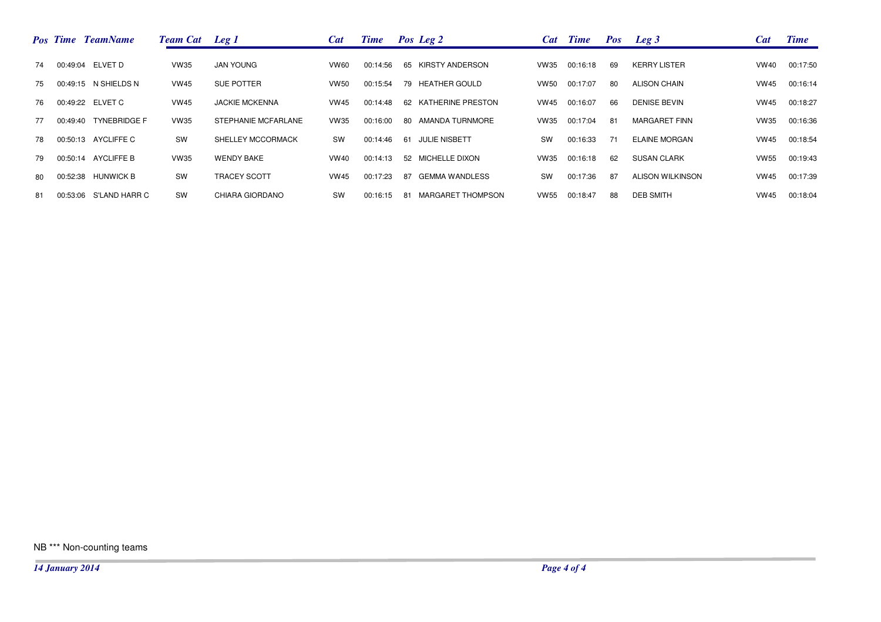| Pos | Time | TeamName | Team Cat | Leg 1 | Cat | Time | Pos | Leg 2 | Cat | Time | Pos | Leg 3 | Cat | Time |
|---|---|---|---|---|---|---|---|---|---|---|---|---|---|---|
| 74 | 00:49:04 | ELVET D | VW35 | JAN YOUNG | VW60 | 00:14:56 | 65 | KIRSTY ANDERSON | VW35 | 00:16:18 | 69 | KERRY LISTER | VW40 | 00:17:50 |
| 75 | 00:49:15 | N SHIELDS N | VW45 | SUE POTTER | VW50 | 00:15:54 | 79 | HEATHER GOULD | VW50 | 00:17:07 | 80 | ALISON CHAIN | VW45 | 00:16:14 |
| 76 | 00:49:22 | ELVET C | VW45 | JACKIE MCKENNA | VW45 | 00:14:48 | 62 | KATHERINE PRESTON | VW45 | 00:16:07 | 66 | DENISE BEVIN | VW45 | 00:18:27 |
| 77 | 00:49:40 | TYNEBRIDGE F | VW35 | STEPHANIE MCFARLANE | VW35 | 00:16:00 | 80 | AMANDA TURNMORE | VW35 | 00:17:04 | 81 | MARGARET FINN | VW35 | 00:16:36 |
| 78 | 00:50:13 | AYCLIFFE C | SW | SHELLEY MCCORMACK | SW | 00:14:46 | 61 | JULIE NISBETT | SW | 00:16:33 | 71 | ELAINE MORGAN | VW45 | 00:18:54 |
| 79 | 00:50:14 | AYCLIFFE B | VW35 | WENDY BAKE | VW40 | 00:14:13 | 52 | MICHELLE DIXON | VW35 | 00:16:18 | 62 | SUSAN CLARK | VW55 | 00:19:43 |
| 80 | 00:52:38 | HUNWICK B | SW | TRACEY SCOTT | VW45 | 00:17:23 | 87 | GEMMA WANDLESS | SW | 00:17:36 | 87 | ALISON WILKINSON | VW45 | 00:17:39 |
| 81 | 00:53:06 | S'LAND HARR C | SW | CHIARA GIORDANO | SW | 00:16:15 | 81 | MARGARET THOMPSON | VW55 | 00:18:47 | 88 | DEB SMITH | VW45 | 00:18:04 |

NB *** Non-counting teams

*14 January 2014*